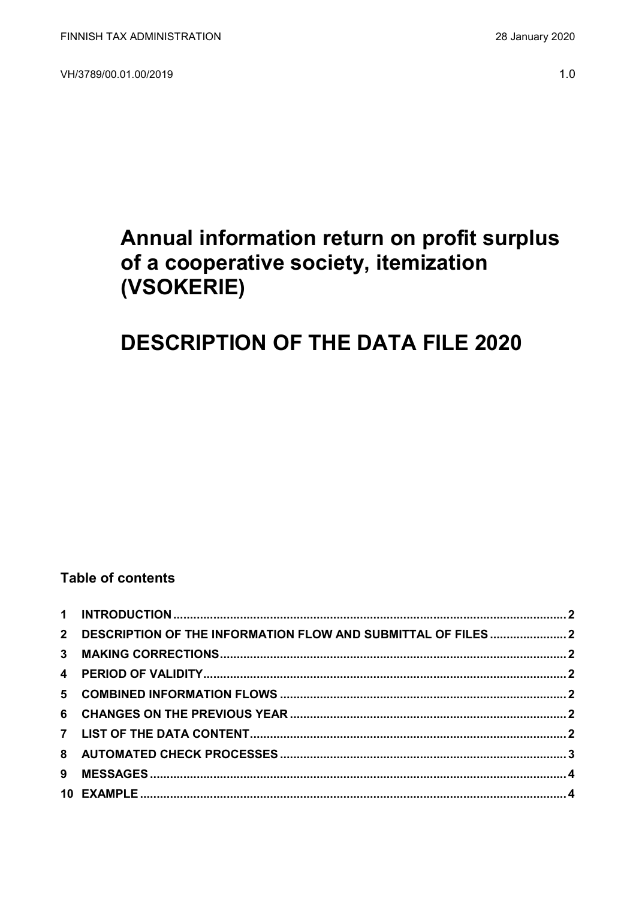FINNISH TAX ADMINISTRATION 28 January 2020

VH/3789/00.01.00/2019 1.0

# Annual information return on profit surplus of a cooperative society, itemization (VSOKERIE)

# DESCRIPTION OF THE DATA FILE 2020

## Table of contents

| | | |
|---|---|---|
| 1 | INTRODUCTION | 2 |
| 2 | DESCRIPTION OF THE INFORMATION FLOW AND SUBMITTAL OF FILES | 2 |
| 3 | MAKING CORRECTIONS | 2 |
| 4 | PERIOD OF VALIDITY | 2 |
| 5 | COMBINED INFORMATION FLOWS | 2 |
| 6 | CHANGES ON THE PREVIOUS YEAR | 2 |
| 7 | LIST OF THE DATA CONTENT | 2 |
| 8 | AUTOMATED CHECK PROCESSES | 3 |
| 9 | MESSAGES | 4 |
| 10 | EXAMPLE | 4 |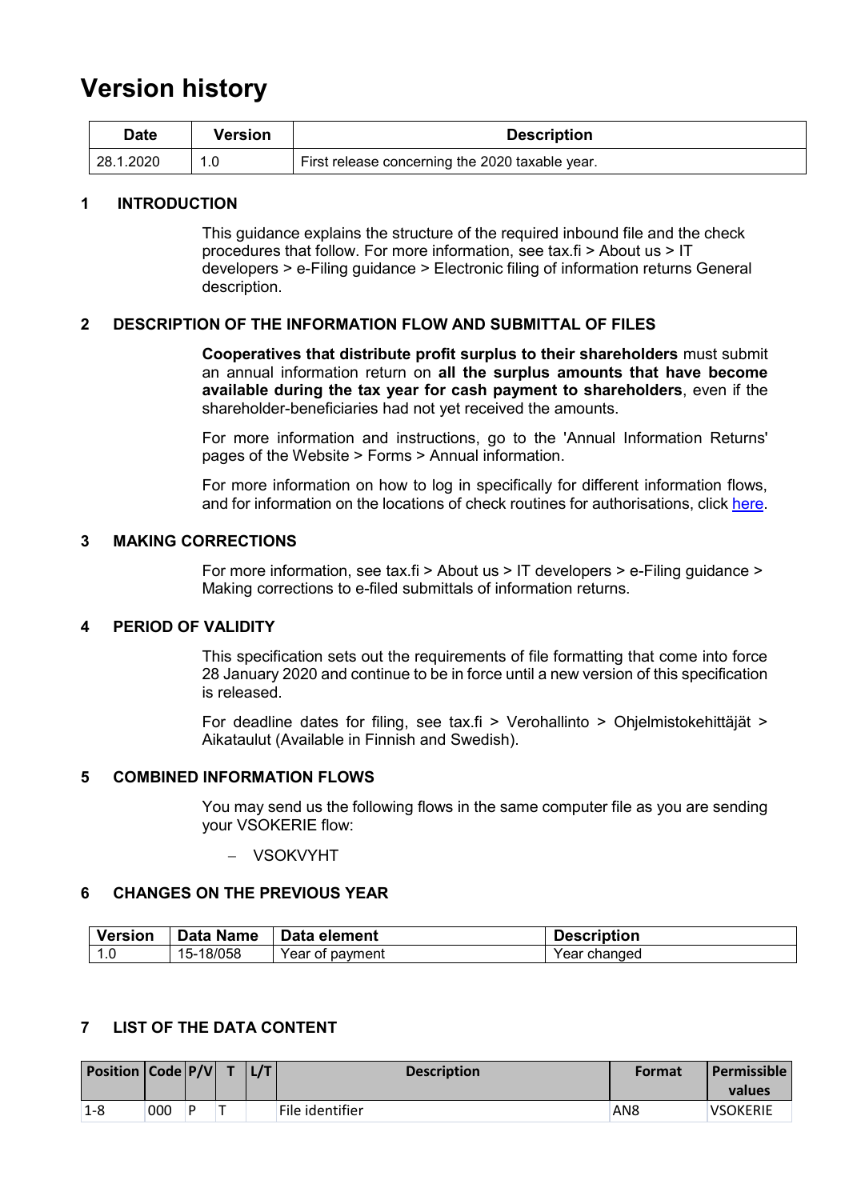# Version history

| Date | Version | Description |
| --- | --- | --- |
| 28.1.2020 | 1.0 | First release concerning the 2020 taxable year. |

## 1 INTRODUCTION

This guidance explains the structure of the required inbound file and the check procedures that follow. For more information, see tax.fi > About us > IT developers > e-Filing guidance > Electronic filing of information returns General description.

## 2 DESCRIPTION OF THE INFORMATION FLOW AND SUBMITTAL OF FILES

**Cooperatives that distribute profit surplus to their shareholders** must submit an annual information return on **all the surplus amounts that have become available during the tax year for cash payment to shareholders**, even if the shareholder-beneficiaries had not yet received the amounts.

For more information and instructions, go to the 'Annual Information Returns' pages of the Website > Forms > Annual information.

For more information on how to log in specifically for different information flows, and for information on the locations of check routines for authorisations, click here.

## 3 MAKING CORRECTIONS

For more information, see tax.fi > About us > IT developers > e-Filing guidance > Making corrections to e-filed submittals of information returns.

## 4 PERIOD OF VALIDITY

This specification sets out the requirements of file formatting that come into force 28 January 2020 and continue to be in force until a new version of this specification is released.

For deadline dates for filing, see tax.fi > Verohallinto > Ohjelmistokehittäjät > Aikataulut (Available in Finnish and Swedish).

## 5 COMBINED INFORMATION FLOWS

You may send us the following flows in the same computer file as you are sending your VSOKERIE flow:

- VSOKVYHT

## 6 CHANGES ON THE PREVIOUS YEAR

| Version | Data Name | Data element | Description |
| --- | --- | --- | --- |
| 1.0 | 15-18/058 | Year of payment | Year changed |

## 7 LIST OF THE DATA CONTENT

| Position | Code | P/V | T | L/T | Description | Format | Permissible values |
| --- | --- | --- | --- | --- | --- | --- | --- |
| 1-8 | 000 | P | T | | File identifier | AN8 | VSOKERIE |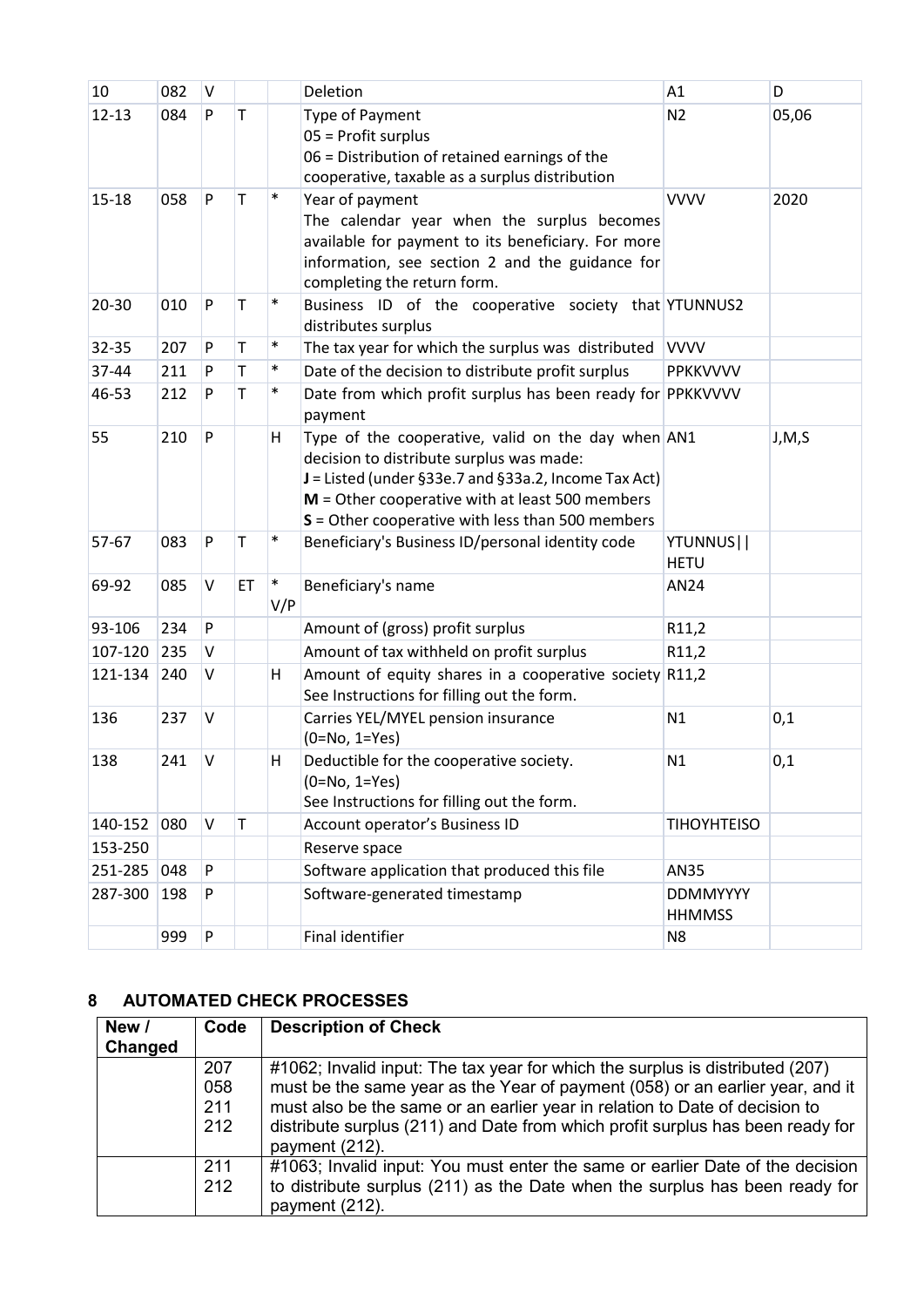| 10 | 082 | V | | | Deletion | A1 | D |
|---|---|---|---|---|---|---|---|
| 12-13 | 084 | P | T | | Type of Payment<br>05 = Profit surplus<br>06 = Distribution of retained earnings of the cooperative, taxable as a surplus distribution | N2 | 05,06 |
| 15-18 | 058 | P | T | * | Year of payment<br>The calendar year when the surplus becomes available for payment to its beneficiary. For more information, see section 2 and the guidance for completing the return form. | VVVV | 2020 |
| 20-30 | 010 | P | T | * | Business ID of the cooperative society that distributes surplus | YTUNNUS2 | |
| 32-35 | 207 | P | T | * | The tax year for which the surplus was distributed | VVVV | |
| 37-44 | 211 | P | T | * | Date of the decision to distribute profit surplus | PPKKVVVV | |
| 46-53 | 212 | P | T | * | Date from which profit surplus has been ready for payment | PPKKVVVV | |
| 55 | 210 | P | | H | Type of the cooperative, valid on the day when decision to distribute surplus was made:<br>**J** = Listed (under §33e.7 and §33a.2, Income Tax Act)<br>**M** = Other cooperative with at least 500 members<br>**S** = Other cooperative with less than 500 members | AN1 | J,M,S |
| 57-67 | 083 | P | T | * | Beneficiary's Business ID/personal identity code | YTUNNUS\|\|<br>HETU | |
| 69-92 | 085 | V | ET | *<br>V/P | Beneficiary's name | AN24 | |
| 93-106 | 234 | P | | | Amount of (gross) profit surplus | R11,2 | |
| 107-120 | 235 | V | | | Amount of tax withheld on profit surplus | R11,2 | |
| 121-134 | 240 | V | | H | Amount of equity shares in a cooperative society<br>See Instructions for filling out the form. | R11,2 | |
| 136 | 237 | V | | | Carries YEL/MYEL pension insurance<br>(0=No, 1=Yes) | N1 | 0,1 |
| 138 | 241 | V | | H | Deductible for the cooperative society.<br>(0=No, 1=Yes)<br>See Instructions for filling out the form. | N1 | 0,1 |
| 140-152 | 080 | V | T | | Account operator's Business ID | TIHOYHTEISO | |
| 153-250 | | | | | Reserve space | | |
| 251-285 | 048 | P | | | Software application that produced this file | AN35 | |
| 287-300 | 198 | P | | | Software-generated timestamp | DDMMYYYY<br>HHMMSS | |
| | 999 | P | | | Final identifier | N8 | |

## 8 AUTOMATED CHECK PROCESSES

| New / Changed | Code | Description of Check |
|---|---|---|
| | 207<br>058<br>211<br>212 | #1062; Invalid input: The tax year for which the surplus is distributed (207) must be the same year as the Year of payment (058) or an earlier year, and it must also be the same or an earlier year in relation to Date of decision to distribute surplus (211) and Date from which profit surplus has been ready for payment (212). |
| | 211<br>212 | #1063; Invalid input: You must enter the same or earlier Date of the decision to distribute surplus (211) as the Date when the surplus has been ready for payment (212). |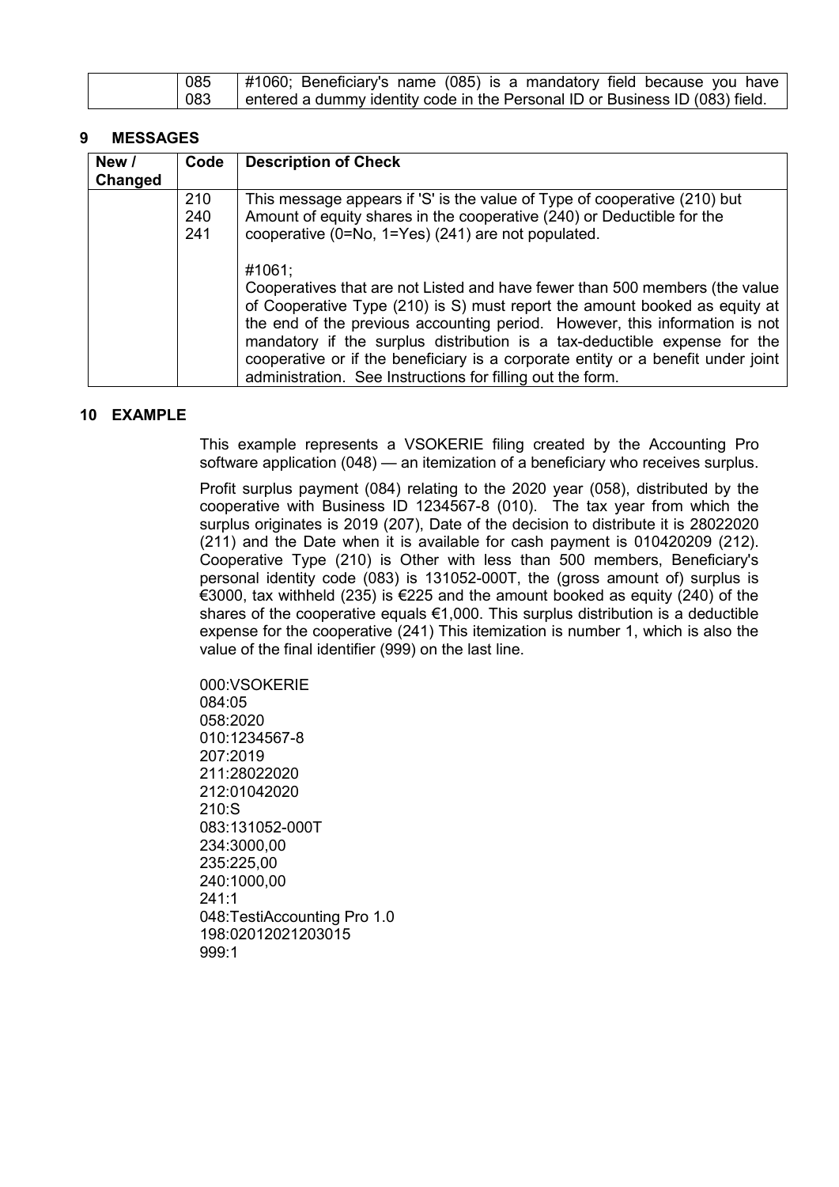| | | |
|---|---|---|
| | 085<br>083 | #1060; Beneficiary's name (085) is a mandatory field because you have entered a dummy identity code in the Personal ID or Business ID (083) field. |

## 9 MESSAGES

| New / Changed | Code | Description of Check |
|---|---|---|
| | 210<br>240<br>241 | This message appears if 'S' is the value of Type of cooperative (210) but Amount of equity shares in the cooperative (240) or Deductible for the cooperative (0=No, 1=Yes) (241) are not populated.<br><br>#1061;<br>Cooperatives that are not Listed and have fewer than 500 members (the value of Cooperative Type (210) is S) must report the amount booked as equity at the end of the previous accounting period. However, this information is not mandatory if the surplus distribution is a tax-deductible expense for the cooperative or if the beneficiary is a corporate entity or a benefit under joint administration. See Instructions for filling out the form. |

## 10 EXAMPLE

This example represents a VSOKERIE filing created by the Accounting Pro software application (048) — an itemization of a beneficiary who receives surplus.

Profit surplus payment (084) relating to the 2020 year (058), distributed by the cooperative with Business ID 1234567-8 (010). The tax year from which the surplus originates is 2019 (207), Date of the decision to distribute it is 28022020 (211) and the Date when it is available for cash payment is 010420209 (212). Cooperative Type (210) is Other with less than 500 members, Beneficiary's personal identity code (083) is 131052-000T, the (gross amount of) surplus is €3000, tax withheld (235) is €225 and the amount booked as equity (240) of the shares of the cooperative equals €1,000. This surplus distribution is a deductible expense for the cooperative (241) This itemization is number 1, which is also the value of the final identifier (999) on the last line.

```
000:VSOKERIE
084:05
058:2020
010:1234567-8
207:2019
211:28022020
212:01042020
210:S
083:131052-000T
234:3000,00
235:225,00
240:1000,00
241:1
048:TestiAccounting Pro 1.0
198:02012021203015
999:1
```